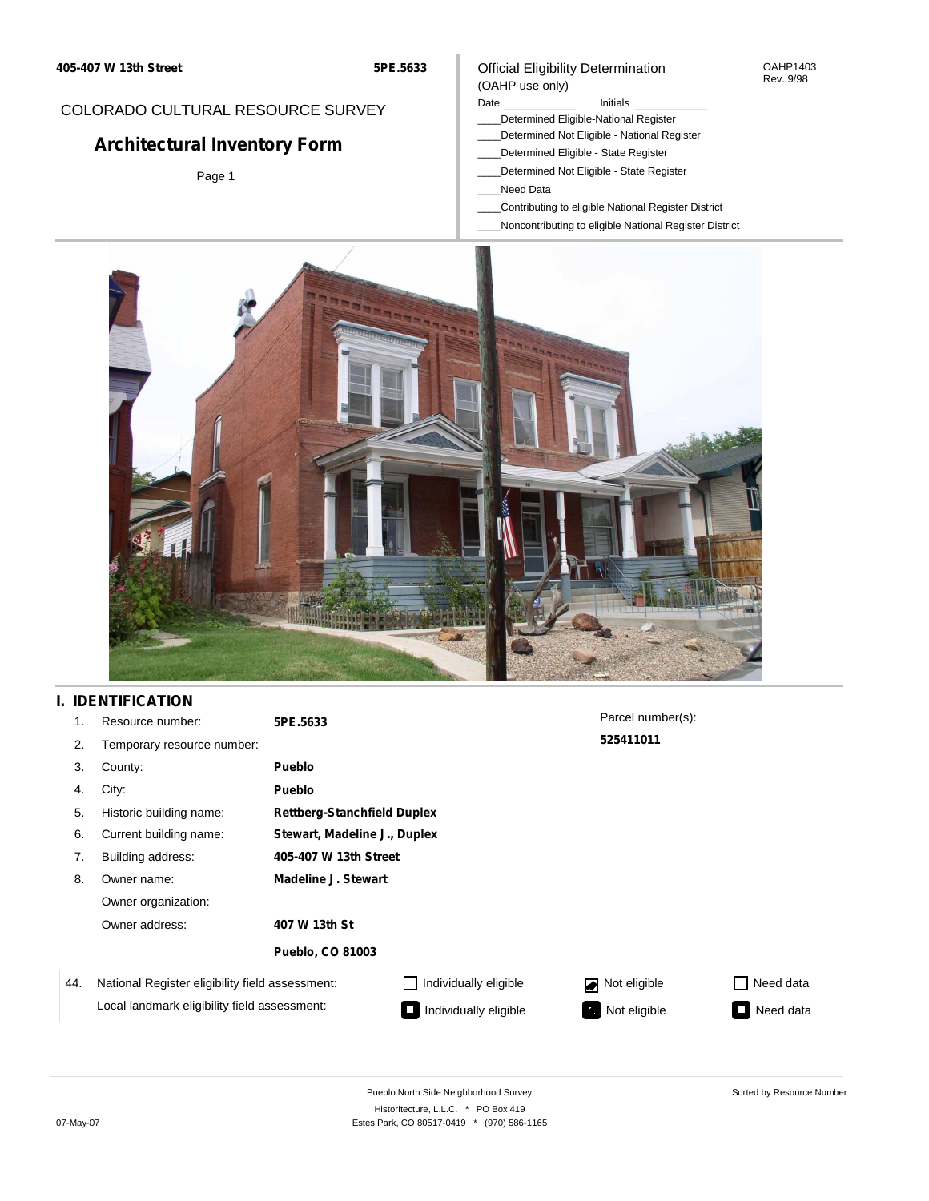405-407 W 13th Street 5PE.5633

COLORADO CULTURAL RESOURCE SURVEY

# Architectural Inventory Form

Official Eligibility Determination
(OAHP use only)

OAHP1403
Rev. 9/98

Date Initials

____Determined Eligible-National Register
____Determined Not Eligible - National Register
____Determined Eligible - State Register
____Determined Not Eligible - State Register
____Need Data
____Contributing to eligible National Register District
____Noncontributing to eligible National Register District

## I. IDENTIFICATION

1. Resource number: **5PE.5633**
2. Temporary resource number:
3. County: **Pueblo**
4. City: **Pueblo**
5. Historic building name: **Rettberg-Stanchfield Duplex**
6. Current building name: **Stewart, Madeline J., Duplex**
7. Building address: **405-407 W 13th Street**
8. Owner name: **Madeline J. Stewart**
   Owner organization:
   Owner address: **407 W 13th St**
   **Pueblo, CO 81003**

Parcel number(s): **525411011**

| 44. | | | | |
|---|---|---|---|---|
| | National Register eligibility field assessment: | ☐ Individually eligible | ☑ Not eligible | ☐ Need data |
| | Local landmark eligibility field assessment: | ☐ Individually eligible | ☐ Not eligible | ☐ Need data |

Pueblo North Side Neighborhood Survey
Historitecture, L.L.C. * PO Box 419
Estes Park, CO 80517-0419 * (970) 586-1165

Sorted by Resource Number

07-May-07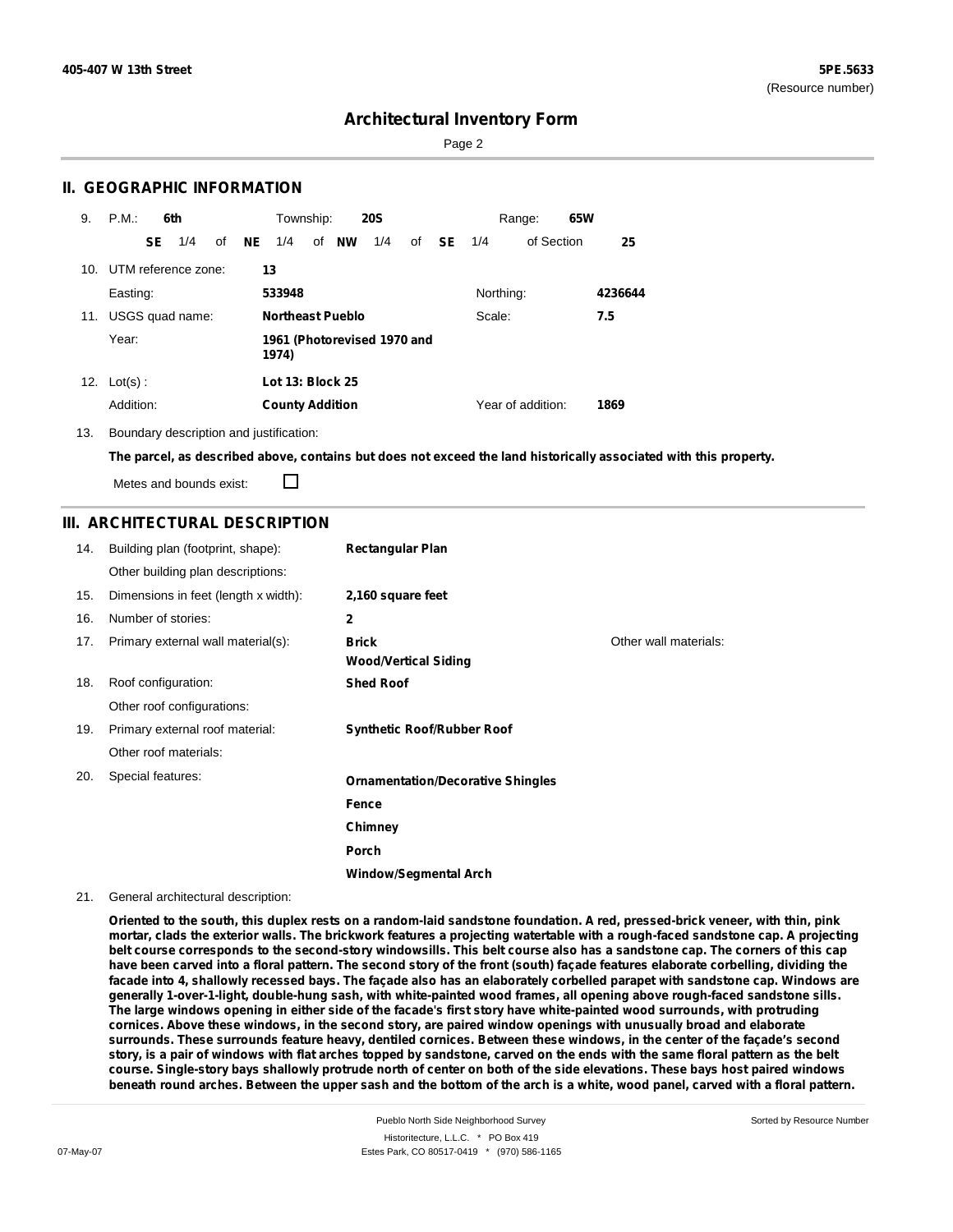# Architectural Inventory Form

## II. GEOGRAPHIC INFORMATION

9. P.M.: **6th** Township: **20S** Range: **65W**

**SE** 1/4 of **NE** 1/4 of **NW** 1/4 of **SE** 1/4 of Section **25**

10. UTM reference zone: **13**

Easting: **533948** Northing: **4236644**

11. USGS quad name: **Northeast Pueblo** Scale: **7.5**

Year: **1961 (Photorevised 1970 and 1974)**

12. Lot(s) : **Lot 13: Block 25**

Addition: **County Addition** Year of addition: **1869**

13. Boundary description and justification:

**The parcel, as described above, contains but does not exceed the land historically associated with this property.**

Metes and bounds exist: ☐

## III. ARCHITECTURAL DESCRIPTION

14. Building plan (footprint, shape): **Rectangular Plan**

Other building plan descriptions:

15. Dimensions in feet (length x width): **2,160 square feet**

16. Number of stories: **2**

17. Primary external wall material(s): **Brick**; **Wood/Vertical Siding**

Other wall materials:

18. Roof configuration: **Shed Roof**

Other roof configurations:

19. Primary external roof material: **Synthetic Roof/Rubber Roof**

Other roof materials:

20. Special features: **Ornamentation/Decorative Shingles**; **Fence**; **Chimney**; **Porch**; **Window/Segmental Arch**

21. General architectural description:

**Oriented to the south, this duplex rests on a random-laid sandstone foundation. A red, pressed-brick veneer, with thin, pink mortar, clads the exterior walls. The brickwork features a projecting watertable with a rough-faced sandstone cap. A projecting belt course corresponds to the second-story windowsills. This belt course also has a sandstone cap. The corners of this cap have been carved into a floral pattern. The second story of the front (south) façade features elaborate corbelling, dividing the facade into 4, shallowly recessed bays. The façade also has an elaborately corbelled parapet with sandstone cap. Windows are generally 1-over-1-light, double-hung sash, with white-painted wood frames, all opening above rough-faced sandstone sills. The large windows opening in either side of the facade's first story have white-painted wood surrounds, with protruding cornices. Above these windows, in the second story, are paired window openings with unusually broad and elaborate surrounds. These surrounds feature heavy, dentiled cornices. Between these windows, in the center of the façade's second story, is a pair of windows with flat arches topped by sandstone, carved on the ends with the same floral pattern as the belt course. Single-story bays shallowly protrude north of center on both of the side elevations. These bays host paired windows beneath round arches. Between the upper sash and the bottom of the arch is a white, wood panel, carved with a floral pattern.**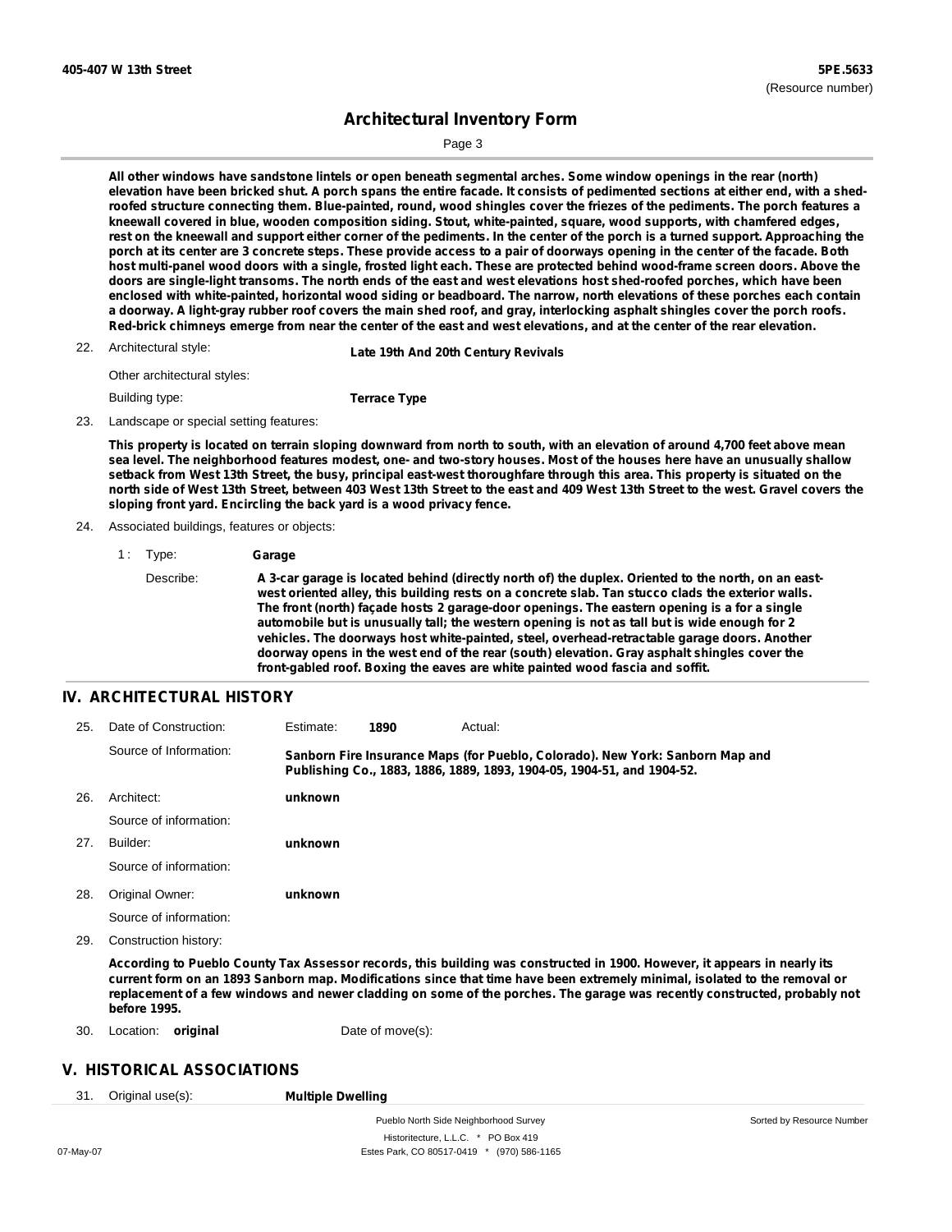All other windows have sandstone lintels or open beneath segmental arches. Some window openings in the rear (north) elevation have been bricked shut. A porch spans the entire facade. It consists of pedimented sections at either end, with a shed-roofed structure connecting them. Blue-painted, round, wood shingles cover the friezes of the pediments. The porch features a kneewall covered in blue, wooden composition siding. Stout, white-painted, square, wood supports, with chamfered edges, rest on the kneewall and support either corner of the pediments. In the center of the porch is a turned support. Approaching the porch at its center are 3 concrete steps. These provide access to a pair of doorways opening in the center of the facade. Both host multi-panel wood doors with a single, frosted light each. These are protected behind wood-frame screen doors. Above the doors are single-light transoms. The north ends of the east and west elevations host shed-roofed porches, which have been enclosed with white-painted, horizontal wood siding or beadboard. The narrow, north elevations of these porches each contain a doorway. A light-gray rubber roof covers the main shed roof, and gray, interlocking asphalt shingles cover the porch roofs. Red-brick chimneys emerge from near the center of the east and west elevations, and at the center of the rear elevation.

22. Architectural style: **Late 19th And 20th Century Revivals**

Other architectural styles:

Building type: **Terrace Type**

23. Landscape or special setting features:

**This property is located on terrain sloping downward from north to south, with an elevation of around 4,700 feet above mean sea level. The neighborhood features modest, one- and two-story houses. Most of the houses here have an unusually shallow setback from West 13th Street, the busy, principal east-west thoroughfare through this area. This property is situated on the north side of West 13th Street, between 403 West 13th Street to the east and 409 West 13th Street to the west. Gravel covers the sloping front yard. Encircling the back yard is a wood privacy fence.**

24. Associated buildings, features or objects:

1 : Type: **Garage**

Describe: **A 3-car garage is located behind (directly north of) the duplex. Oriented to the north, on an east-west oriented alley, this building rests on a concrete slab. Tan stucco clads the exterior walls. The front (north) façade hosts 2 garage-door openings. The eastern opening is a for a single automobile but is unusually tall; the western opening is not as tall but is wide enough for 2 vehicles. The doorways host white-painted, steel, overhead-retractable garage doors. Another doorway opens in the west end of the rear (south) elevation. Gray asphalt shingles cover the front-gabled roof. Boxing the eaves are white painted wood fascia and soffit.**

## IV. ARCHITECTURAL HISTORY

25. Date of Construction: Estimate: **1890** Actual:

Source of Information: **Sanborn Fire Insurance Maps (for Pueblo, Colorado). New York: Sanborn Map and Publishing Co., 1883, 1886, 1889, 1893, 1904-05, 1904-51, and 1904-52.**

26. Architect: **unknown**

Source of information:

27. Builder: **unknown**

Source of information:

28. Original Owner: **unknown**

Source of information:

29. Construction history:

**According to Pueblo County Tax Assessor records, this building was constructed in 1900. However, it appears in nearly its current form on an 1893 Sanborn map. Modifications since that time have been extremely minimal, isolated to the removal or replacement of a few windows and newer cladding on some of the porches. The garage was recently constructed, probably not before 1995.**

30. Location: **original** Date of move(s):

## V. HISTORICAL ASSOCIATIONS

31. Original use(s): **Multiple Dwelling**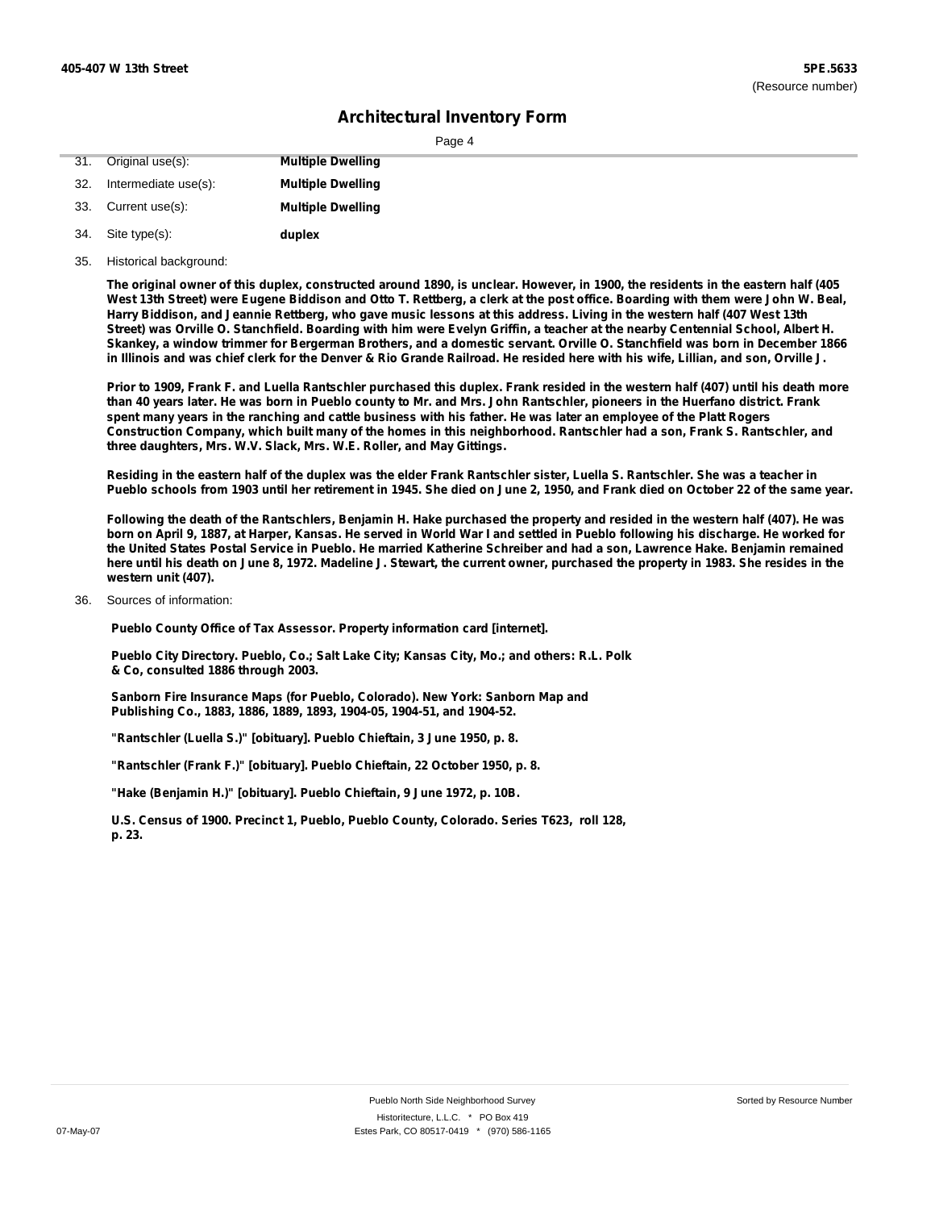# Architectural Inventory Form

31. Original use(s): **Multiple Dwelling**

32. Intermediate use(s): **Multiple Dwelling**

33. Current use(s): **Multiple Dwelling**

34. Site type(s): **duplex**

35. Historical background:

**The original owner of this duplex, constructed around 1890, is unclear. However, in 1900, the residents in the eastern half (405 West 13th Street) were Eugene Biddison and Otto T. Rettberg, a clerk at the post office. Boarding with them were John W. Beal, Harry Biddison, and Jeannie Rettberg, who gave music lessons at this address. Living in the western half (407 West 13th Street) was Orville O. Stanchfield. Boarding with him were Evelyn Griffin, a teacher at the nearby Centennial School, Albert H. Skankey, a window trimmer for Bergerman Brothers, and a domestic servant. Orville O. Stanchfield was born in December 1866 in Illinois and was chief clerk for the Denver & Rio Grande Railroad. He resided here with his wife, Lillian, and son, Orville J.**

**Prior to 1909, Frank F. and Luella Rantschler purchased this duplex. Frank resided in the western half (407) until his death more than 40 years later. He was born in Pueblo county to Mr. and Mrs. John Rantschler, pioneers in the Huerfano district. Frank spent many years in the ranching and cattle business with his father. He was later an employee of the Platt Rogers Construction Company, which built many of the homes in this neighborhood. Rantschler had a son, Frank S. Rantschler, and three daughters, Mrs. W.V. Slack, Mrs. W.E. Roller, and May Gittings.**

**Residing in the eastern half of the duplex was the elder Frank Rantschler sister, Luella S. Rantschler. She was a teacher in Pueblo schools from 1903 until her retirement in 1945. She died on June 2, 1950, and Frank died on October 22 of the same year.**

**Following the death of the Rantschlers, Benjamin H. Hake purchased the property and resided in the western half (407). He was born on April 9, 1887, at Harper, Kansas. He served in World War I and settled in Pueblo following his discharge. He worked for the United States Postal Service in Pueblo. He married Katherine Schreiber and had a son, Lawrence Hake. Benjamin remained here until his death on June 8, 1972. Madeline J. Stewart, the current owner, purchased the property in 1983. She resides in the western unit (407).**

36. Sources of information:

**Pueblo County Office of Tax Assessor. Property information card [internet].**

**Pueblo City Directory. Pueblo, Co.; Salt Lake City; Kansas City, Mo.; and others: R.L. Polk & Co, consulted 1886 through 2003.**

**Sanborn Fire Insurance Maps (for Pueblo, Colorado). New York: Sanborn Map and Publishing Co., 1883, 1886, 1889, 1893, 1904-05, 1904-51, and 1904-52.**

**"Rantschler (Luella S.)" [obituary]. Pueblo Chieftain, 3 June 1950, p. 8.**

**"Rantschler (Frank F.)" [obituary]. Pueblo Chieftain, 22 October 1950, p. 8.**

**"Hake (Benjamin H.)" [obituary]. Pueblo Chieftain, 9 June 1972, p. 10B.**

**U.S. Census of 1900. Precinct 1, Pueblo, Pueblo County, Colorado. Series T623, roll 128, p. 23.**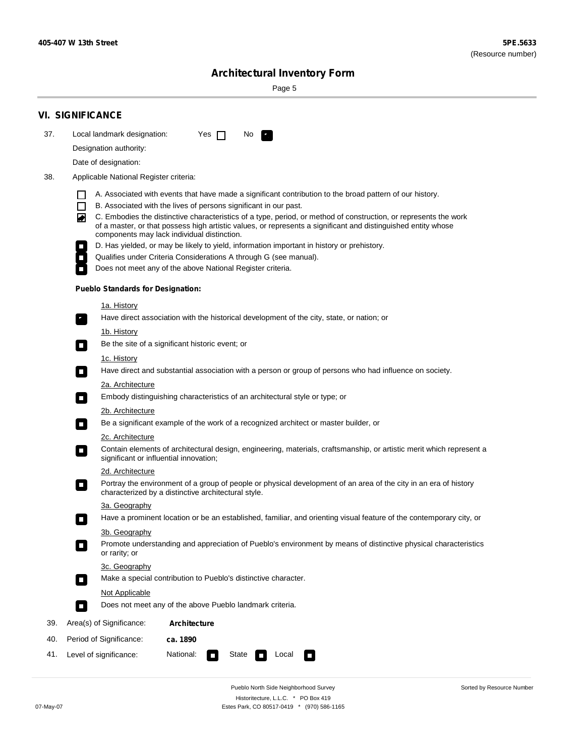# VI. SIGNIFICANCE

37. Local landmark designation: Yes ☐ No ☑

Designation authority:

Date of designation:

38. Applicable National Register criteria:

☐ A. Associated with events that have made a significant contribution to the broad pattern of our history.

☐ B. Associated with the lives of persons significant in our past.

☑ C. Embodies the distinctive characteristics of a type, period, or method of construction, or represents the work of a master, or that possess high artistic values, or represents a significant and distinguished entity whose components may lack individual distinction.

☐ D. Has yielded, or may be likely to yield, information important in history or prehistory.

☐ Qualifies under Criteria Considerations A through G (see manual).

☐ Does not meet any of the above National Register criteria.

**Pueblo Standards for Designation:**

1a. History

☑ Have direct association with the historical development of the city, state, or nation; or

1b. History

☐ Be the site of a significant historic event; or

1c. History

☐ Have direct and substantial association with a person or group of persons who had influence on society.

2a. Architecture

☐ Embody distinguishing characteristics of an architectural style or type; or

2b. Architecture

☐ Be a significant example of the work of a recognized architect or master builder, or

2c. Architecture

☐ Contain elements of architectural design, engineering, materials, craftsmanship, or artistic merit which represent a significant or influential innovation;

2d. Architecture

☐ Portray the environment of a group of people or physical development of an area of the city in an era of history characterized by a distinctive architectural style.

3a. Geography

☐ Have a prominent location or be an established, familiar, and orienting visual feature of the contemporary city, or

3b. Geography

☐ Promote understanding and appreciation of Pueblo's environment by means of distinctive physical characteristics or rarity; or

3c. Geography

☐ Make a special contribution to Pueblo's distinctive character.

Not Applicable

☐ Does not meet any of the above Pueblo landmark criteria.

39. Area(s) of Significance: **Architecture**

40. Period of Significance: **ca. 1890**

41. Level of significance: National: ☐ State ☐ Local ☐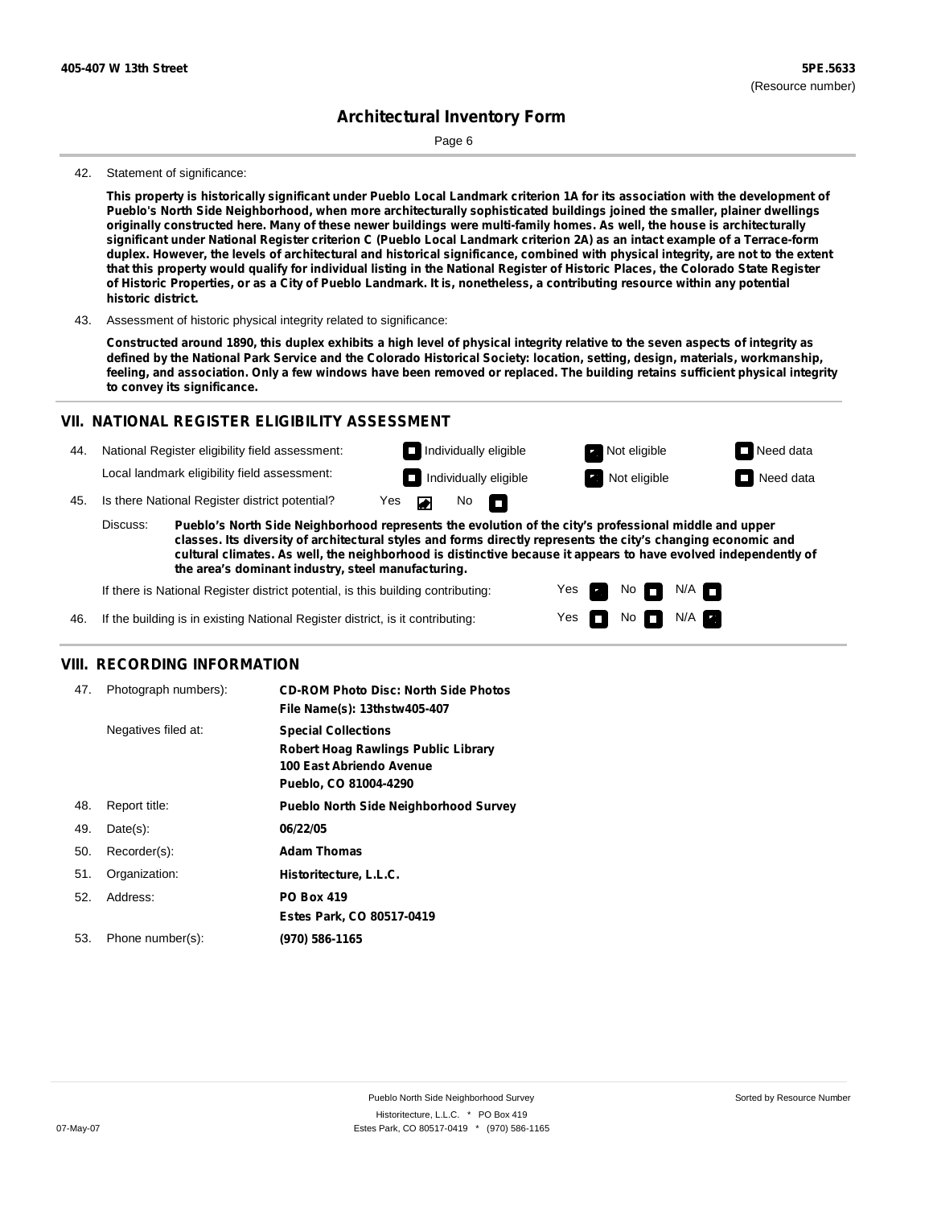42. Statement of significance:

**This property is historically significant under Pueblo Local Landmark criterion 1A for its association with the development of Pueblo's North Side Neighborhood, when more architecturally sophisticated buildings joined the smaller, plainer dwellings originally constructed here. Many of these newer buildings were multi-family homes. As well, the house is architecturally significant under National Register criterion C (Pueblo Local Landmark criterion 2A) as an intact example of a Terrace-form duplex. However, the levels of architectural and historical significance, combined with physical integrity, are not to the extent that this property would qualify for individual listing in the National Register of Historic Places, the Colorado State Register of Historic Properties, or as a City of Pueblo Landmark. It is, nonetheless, a contributing resource within any potential historic district.**

43. Assessment of historic physical integrity related to significance:

**Constructed around 1890, this duplex exhibits a high level of physical integrity relative to the seven aspects of integrity as defined by the National Park Service and the Colorado Historical Society: location, setting, design, materials, workmanship, feeling, and association. Only a few windows have been removed or replaced. The building retains sufficient physical integrity to convey its significance.**

## VII. NATIONAL REGISTER ELIGIBILITY ASSESSMENT

44. National Register eligibility field assessment: ☐ Individually eligible ☑ Not eligible ☐ Need data

Local landmark eligibility field assessment: ☐ Individually eligible ☑ Not eligible ☐ Need data

45. Is there National Register district potential? Yes ☑ No ☐

Discuss: **Pueblo's North Side Neighborhood represents the evolution of the city's professional middle and upper classes. Its diversity of architectural styles and forms directly represents the city's changing economic and cultural climates. As well, the neighborhood is distinctive because it appears to have evolved independently of the area's dominant industry, steel manufacturing.**

If there is National Register district potential, is this building contributing: Yes ☑ No ☐ N/A ☐

46. If the building is in existing National Register district, is it contributing: Yes ☐ No ☐ N/A ☑

## VIII. RECORDING INFORMATION

47. Photograph numbers): **CD-ROM Photo Disc: North Side Photos**
**File Name(s): 13thstw405-407**

Negatives filed at: **Special Collections**
**Robert Hoag Rawlings Public Library**
**100 East Abriendo Avenue**
**Pueblo, CO 81004-4290**

48. Report title: **Pueblo North Side Neighborhood Survey**

49. Date(s): **06/22/05**

50. Recorder(s): **Adam Thomas**

51. Organization: **Historitecture, L.L.C.**

52. Address: **PO Box 419**
**Estes Park, CO 80517-0419**

53. Phone number(s): **(970) 586-1165**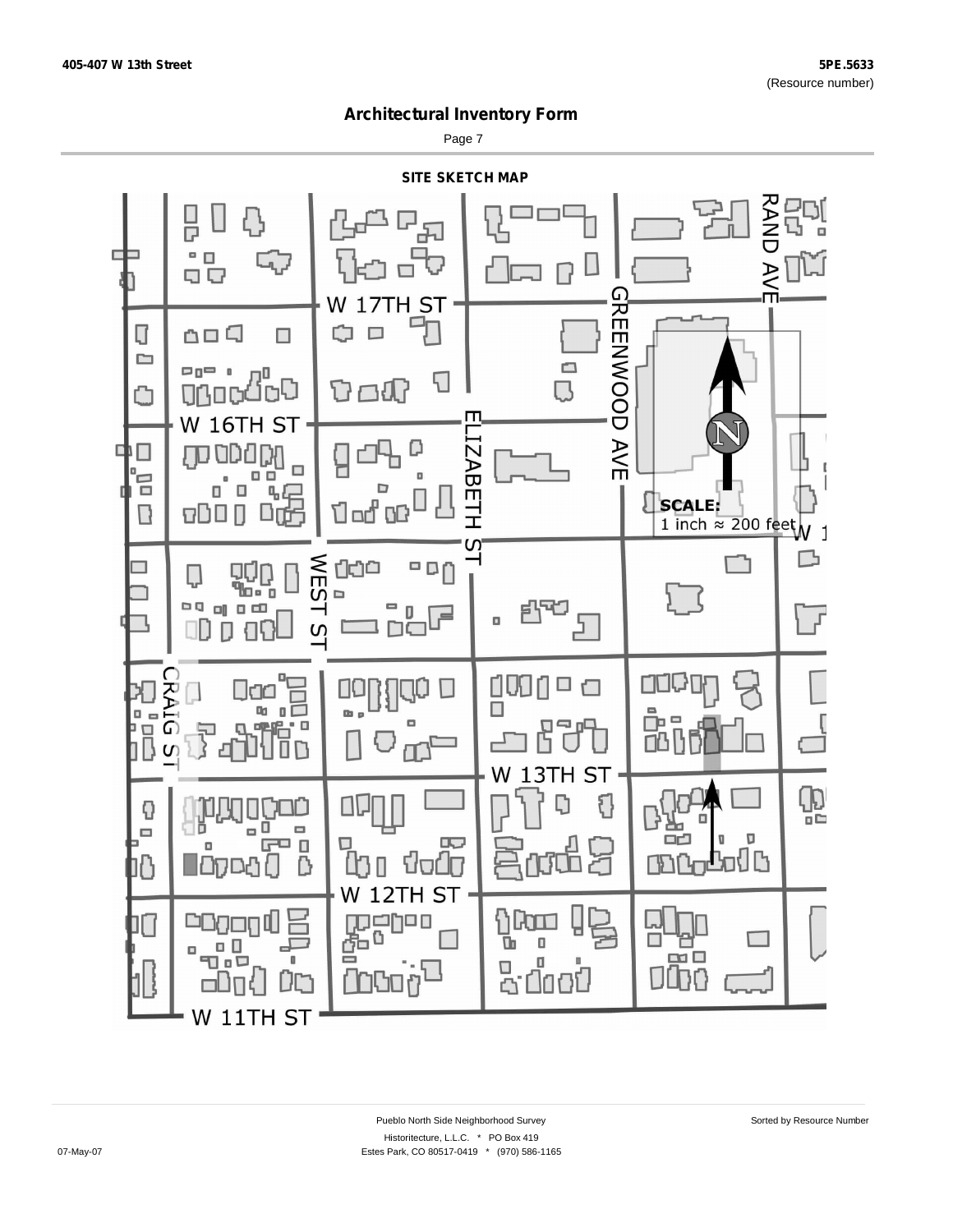# Architectural Inventory Form

## SITE SKETCH MAP

W 17TH ST

W 16TH ST

W 13TH ST

W 12TH ST

W 11TH ST

RAND AVE

GREENWOOD AVE

ELIZABETH ST

WEST ST

CRAIG ST

N

SCALE:
1 inch ≈ 200 feet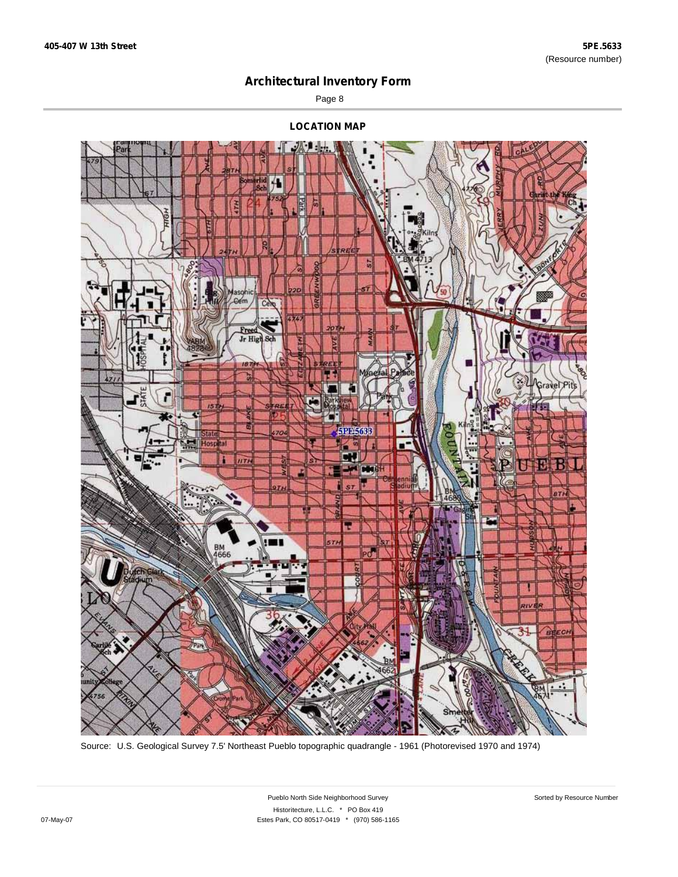## LOCATION MAP

Source: U.S. Geological Survey 7.5' Northeast Pueblo topographic quadrangle - 1961 (Photorevised 1970 and 1974)